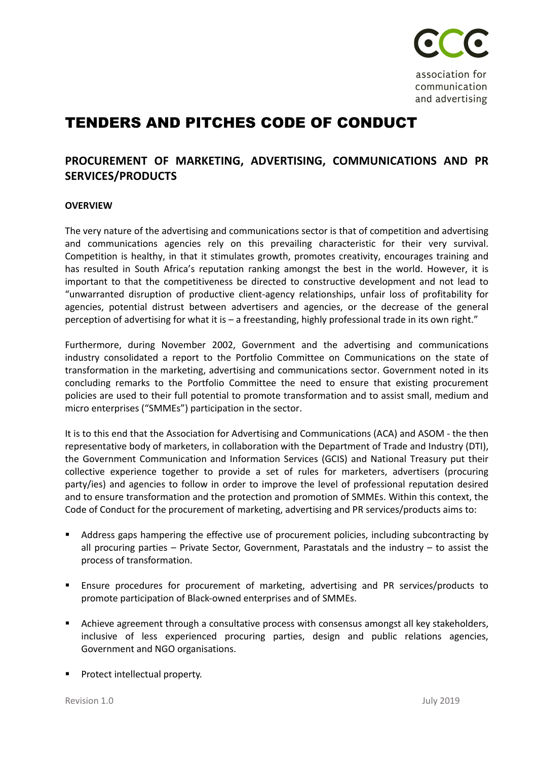association for
communication
and advertising

# TENDERS AND PITCHES CODE OF CONDUCT

## PROCUREMENT OF MARKETING, ADVERTISING, COMMUNICATIONS AND PR SERVICES/PRODUCTS

### OVERVIEW

The very nature of the advertising and communications sector is that of competition and advertising and communications agencies rely on this prevailing characteristic for their very survival. Competition is healthy, in that it stimulates growth, promotes creativity, encourages training and has resulted in South Africa's reputation ranking amongst the best in the world. However, it is important to that the competitiveness be directed to constructive development and not lead to "unwarranted disruption of productive client-agency relationships, unfair loss of profitability for agencies, potential distrust between advertisers and agencies, or the decrease of the general perception of advertising for what it is – a freestanding, highly professional trade in its own right."

Furthermore, during November 2002, Government and the advertising and communications industry consolidated a report to the Portfolio Committee on Communications on the state of transformation in the marketing, advertising and communications sector. Government noted in its concluding remarks to the Portfolio Committee the need to ensure that existing procurement policies are used to their full potential to promote transformation and to assist small, medium and micro enterprises ("SMMEs") participation in the sector.

It is to this end that the Association for Advertising and Communications (ACA) and ASOM - the then representative body of marketers, in collaboration with the Department of Trade and Industry (DTI), the Government Communication and Information Services (GCIS) and National Treasury put their collective experience together to provide a set of rules for marketers, advertisers (procuring party/ies) and agencies to follow in order to improve the level of professional reputation desired and to ensure transformation and the protection and promotion of SMMEs. Within this context, the Code of Conduct for the procurement of marketing, advertising and PR services/products aims to:

- Address gaps hampering the effective use of procurement policies, including subcontracting by all procuring parties – Private Sector, Government, Parastatals and the industry – to assist the process of transformation.
- Ensure procedures for procurement of marketing, advertising and PR services/products to promote participation of Black-owned enterprises and of SMMEs.
- Achieve agreement through a consultative process with consensus amongst all key stakeholders, inclusive of less experienced procuring parties, design and public relations agencies, Government and NGO organisations.
- Protect intellectual property.

Revision 1.0 July 2019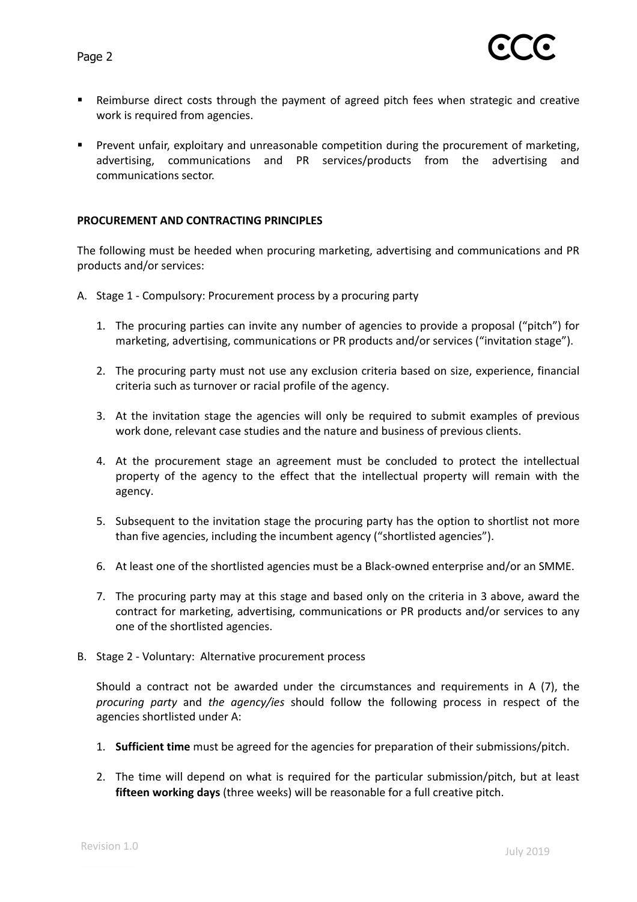- Reimburse direct costs through the payment of agreed pitch fees when strategic and creative work is required from agencies.
- Prevent unfair, exploitary and unreasonable competition during the procurement of marketing, advertising, communications and PR services/products from the advertising and communications sector.

**PROCUREMENT AND CONTRACTING PRINCIPLES**

The following must be heeded when procuring marketing, advertising and communications and PR products and/or services:

A. Stage 1 - Compulsory: Procurement process by a procuring party

   1. The procuring parties can invite any number of agencies to provide a proposal ("pitch") for marketing, advertising, communications or PR products and/or services ("invitation stage").
   2. The procuring party must not use any exclusion criteria based on size, experience, financial criteria such as turnover or racial profile of the agency.
   3. At the invitation stage the agencies will only be required to submit examples of previous work done, relevant case studies and the nature and business of previous clients.
   4. At the procurement stage an agreement must be concluded to protect the intellectual property of the agency to the effect that the intellectual property will remain with the agency.
   5. Subsequent to the invitation stage the procuring party has the option to shortlist not more than five agencies, including the incumbent agency ("shortlisted agencies").
   6. At least one of the shortlisted agencies must be a Black-owned enterprise and/or an SMME.
   7. The procuring party may at this stage and based only on the criteria in 3 above, award the contract for marketing, advertising, communications or PR products and/or services to any one of the shortlisted agencies.

B. Stage 2 - Voluntary: Alternative procurement process

   Should a contract not be awarded under the circumstances and requirements in A (7), the *procuring party* and *the agency/ies* should follow the following process in respect of the agencies shortlisted under A:

   1. **Sufficient time** must be agreed for the agencies for preparation of their submissions/pitch.
   2. The time will depend on what is required for the particular submission/pitch, but at least **fifteen working days** (three weeks) will be reasonable for a full creative pitch.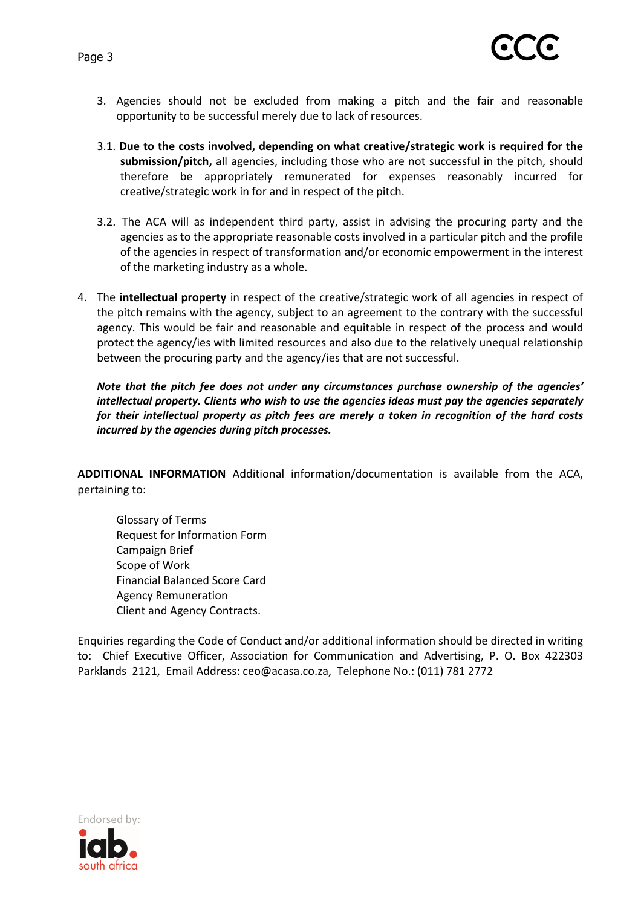3. Agencies should not be excluded from making a pitch and the fair and reasonable opportunity to be successful merely due to lack of resources.

3.1. **Due to the costs involved, depending on what creative/strategic work is required for the submission/pitch,** all agencies, including those who are not successful in the pitch, should therefore be appropriately remunerated for expenses reasonably incurred for creative/strategic work in for and in respect of the pitch.

3.2. The ACA will as independent third party, assist in advising the procuring party and the agencies as to the appropriate reasonable costs involved in a particular pitch and the profile of the agencies in respect of transformation and/or economic empowerment in the interest of the marketing industry as a whole.

4. The **intellectual property** in respect of the creative/strategic work of all agencies in respect of the pitch remains with the agency, subject to an agreement to the contrary with the successful agency. This would be fair and reasonable and equitable in respect of the process and would protect the agency/ies with limited resources and also due to the relatively unequal relationship between the procuring party and the agency/ies that are not successful.

***Note that the pitch fee does not under any circumstances purchase ownership of the agencies' intellectual property. Clients who wish to use the agencies ideas must pay the agencies separately for their intellectual property as pitch fees are merely a token in recognition of the hard costs incurred by the agencies during pitch processes.***

**ADDITIONAL INFORMATION** Additional information/documentation is available from the ACA, pertaining to:

- Glossary of Terms
- Request for Information Form
- Campaign Brief
- Scope of Work
- Financial Balanced Score Card
- Agency Remuneration
- Client and Agency Contracts.

Enquiries regarding the Code of Conduct and/or additional information should be directed in writing to: Chief Executive Officer, Association for Communication and Advertising, P. O. Box 422303 Parklands 2121, Email Address: ceo@acasa.co.za, Telephone No.: (011) 781 2772

Endorsed by:

iab. south africa